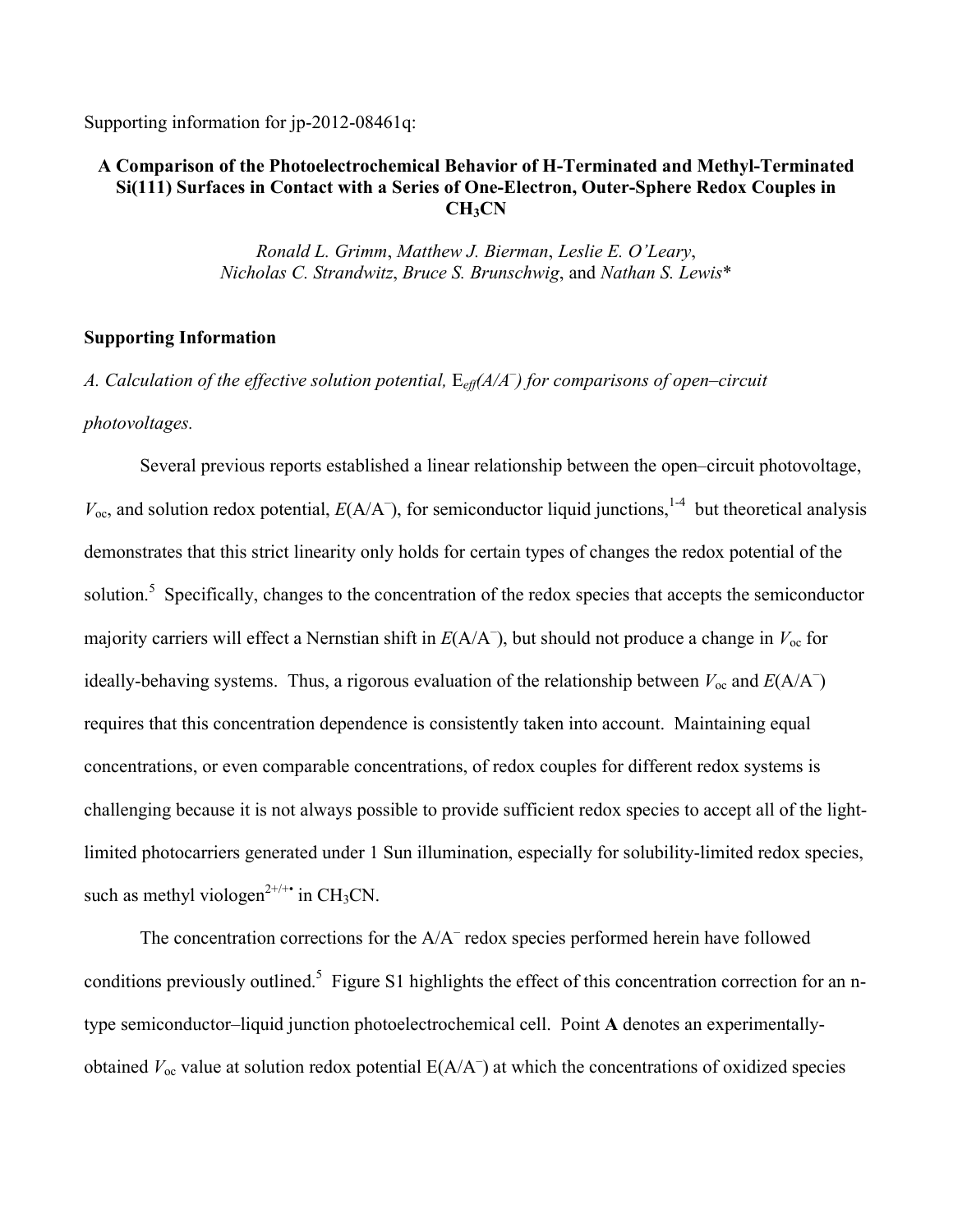Supporting information for jp-2012-08461q:

# A Comparison of the Photoelectrochemical Behavior of H-Terminated and Methyl-Terminated Si(111) Surfaces in Contact with a Series of One-Electron, Outer-Sphere Redox Couples in $CH_3CN$

*Ronald L. Grimm*, *Matthew J. Bierman*, *Leslie E. O'Leary*, *Nicholas C. Strandwitz*, *Bruce S. Brunschwig*, and *Nathan S. Lewis*\*

## Supporting Information

*A. Calculation of the effective solution potential,* $E_{eff}(A/A^{-})$ *for comparisons of open–circuit photovoltages.*

Several previous reports established a linear relationship between the open–circuit photovoltage, $V_{oc}$, and solution redox potential, $E(A/A^{-})$, for semiconductor liquid junctions,[1-4] but theoretical analysis demonstrates that this strict linearity only holds for certain types of changes the redox potential of the solution.[5] Specifically, changes to the concentration of the redox species that accepts the semiconductor majority carriers will effect a Nernstian shift in $E(A/A^{-})$, but should not produce a change in $V_{oc}$ for ideally-behaving systems. Thus, a rigorous evaluation of the relationship between $V_{oc}$ and $E(A/A^{-})$ requires that this concentration dependence is consistently taken into account. Maintaining equal concentrations, or even comparable concentrations, of redox couples for different redox systems is challenging because it is not always possible to provide sufficient redox species to accept all of the light-limited photocarriers generated under 1 Sun illumination, especially for solubility-limited redox species, such as methyl viologen$^{2+/+\bullet}$ in $CH_3CN$.

The concentration corrections for the $A/A^{-}$ redox species performed herein have followed conditions previously outlined.[5] Figure S1 highlights the effect of this concentration correction for an n-type semiconductor–liquid junction photoelectrochemical cell. Point **A** denotes an experimentally-obtained $V_{oc}$ value at solution redox potential $E(A/A^{-})$ at which the concentrations of oxidized species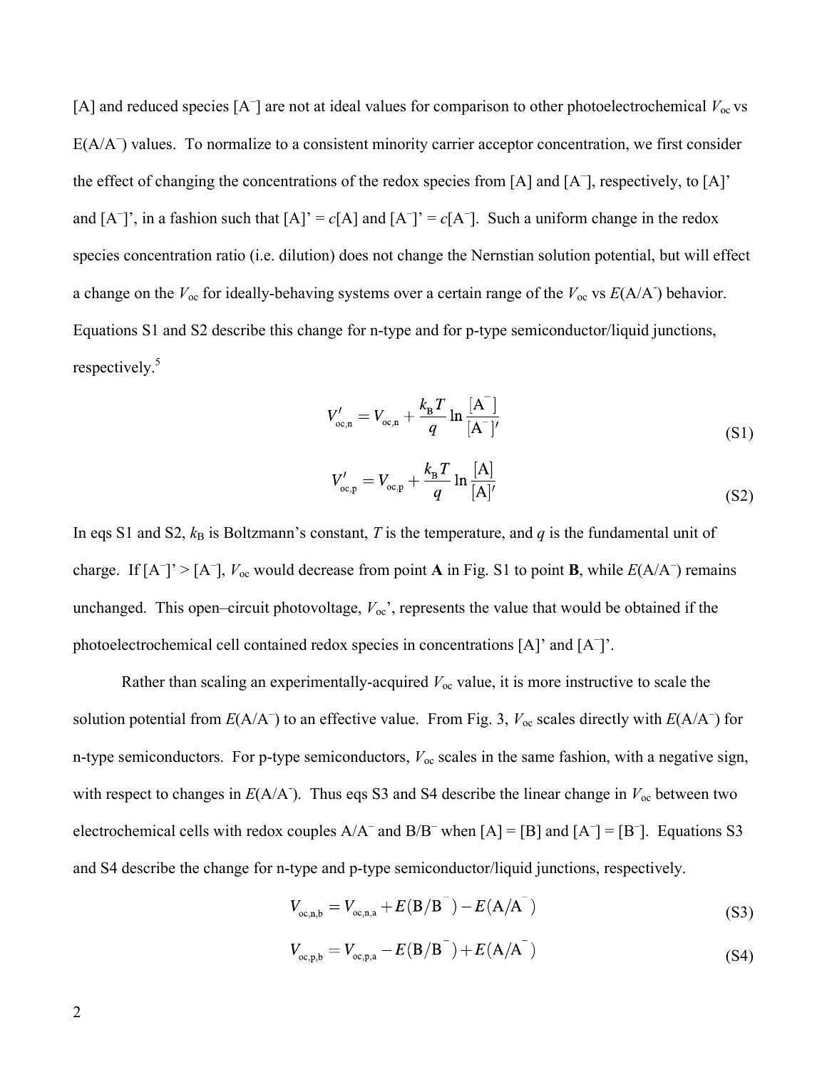[A] and reduced species [$A^-$] are not at ideal values for comparison to other photoelectrochemical $V_{oc}$ vs E($A/A^-$) values. To normalize to a consistent minority carrier acceptor concentration, we first consider the effect of changing the concentrations of the redox species from [A] and [$A^-$], respectively, to [A]' and [$A^-$]', in a fashion such that [A]' = $c$[A] and [$A^-$]' = $c$[$A^-$]. Such a uniform change in the redox species concentration ratio (i.e. dilution) does not change the Nernstian solution potential, but will effect a change on the $V_{oc}$ for ideally-behaving systems over a certain range of the $V_{oc}$ vs $E(A/A^-)$ behavior. Equations S1 and S2 describe this change for n-type and for p-type semiconductor/liquid junctions, respectively.[5]

$$V'_{oc,n} = V_{oc,n} + \frac{k_B T}{q} \ln \frac{[A^-]}{[A^-]'} \tag{S1}$$

$$V'_{oc,p} = V_{oc,p} + \frac{k_B T}{q} \ln \frac{[A]}{[A]'} \tag{S2}$$

In eqs S1 and S2, $k_B$ is Boltzmann's constant, $T$ is the temperature, and $q$ is the fundamental unit of charge. If [$A^-$]' > [$A^-$], $V_{oc}$ would decrease from point **A** in Fig. S1 to point **B**, while $E(A/A^-)$ remains unchanged. This open–circuit photovoltage, $V_{oc}$', represents the value that would be obtained if the photoelectrochemical cell contained redox species in concentrations [A]' and [$A^-$]'.

Rather than scaling an experimentally-acquired $V_{oc}$ value, it is more instructive to scale the solution potential from $E(A/A^-)$ to an effective value. From Fig. 3, $V_{oc}$ scales directly with $E(A/A^-)$ for n-type semiconductors. For p-type semiconductors, $V_{oc}$ scales in the same fashion, with a negative sign, with respect to changes in $E(A/A^-)$. Thus eqs S3 and S4 describe the linear change in $V_{oc}$ between two electrochemical cells with redox couples $A/A^-$ and $B/B^-$ when [A] = [B] and [$A^-$] = [$B^-$]. Equations S3 and S4 describe the change for n-type and p-type semiconductor/liquid junctions, respectively.

$$V_{oc,n,b} = V_{oc,n,a} + E(B/B^-) - E(A/A^-) \tag{S3}$$

$$V_{oc,p,b} = V_{oc,p,a} - E(B/B^-) + E(A/A^-) \tag{S4}$$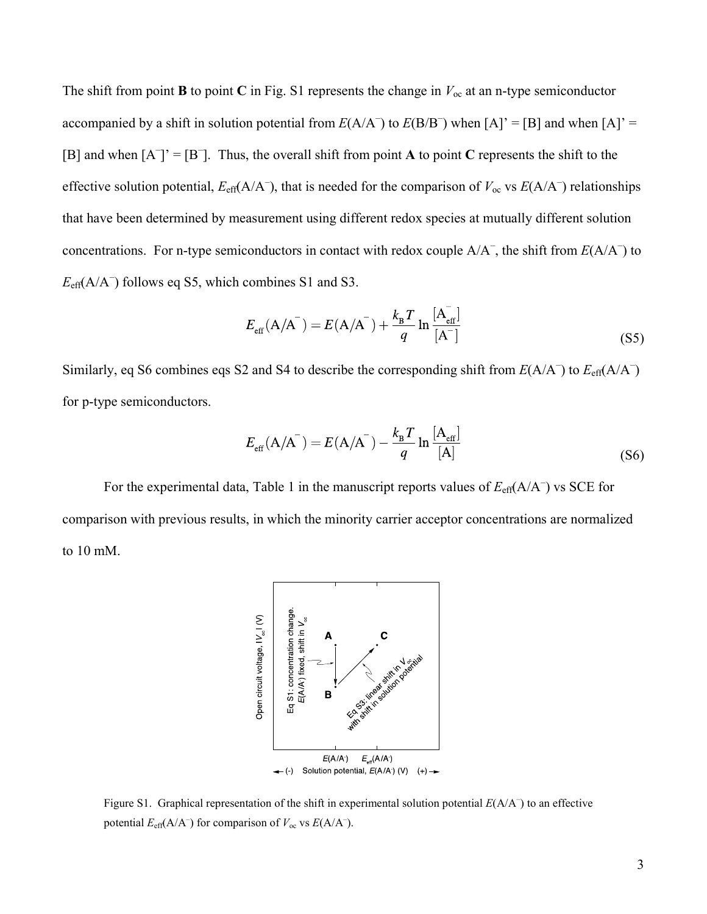The shift from point **B** to point **C** in Fig. S1 represents the change in $V_{oc}$ at an n-type semiconductor accompanied by a shift in solution potential from $E(A/A^{-})$ to $E(B/B^{-})$ when [A]' = [B] and when [A]' = [B] and when $[A^{-}]' = [B^{-}]$. Thus, the overall shift from point **A** to point **C** represents the shift to the effective solution potential, $E_{eff}(A/A^{-})$, that is needed for the comparison of $V_{oc}$ vs $E(A/A^{-})$ relationships that have been determined by measurement using different redox species at mutually different solution concentrations. For n-type semiconductors in contact with redox couple $A/A^{-}$, the shift from $E(A/A^{-})$ to $E_{eff}(A/A^{-})$ follows eq S5, which combines S1 and S3.

$$E_{eff}(A/A^{-}) = E(A/A^{-}) + \frac{k_B T}{q} \ln \frac{[A^{-}_{eff}]}{[A^{-}]} \tag{S5}$$

Similarly, eq S6 combines eqs S2 and S4 to describe the corresponding shift from $E(A/A^{-})$ to $E_{eff}(A/A^{-})$ for p-type semiconductors.

$$E_{eff}(A/A^{-}) = E(A/A^{-}) - \frac{k_B T}{q} \ln \frac{[A_{eff}]}{[A]} \tag{S6}$$

For the experimental data, Table 1 in the manuscript reports values of $E_{eff}(A/A^{-})$ vs SCE for comparison with previous results, in which the minority carrier acceptor concentrations are normalized to 10 mM.

Figure S1. Graphical representation of the shift in experimental solution potential $E(A/A^{-})$ to an effective potential $E_{eff}(A/A^{-})$ for comparison of $V_{oc}$ vs $E(A/A^{-})$.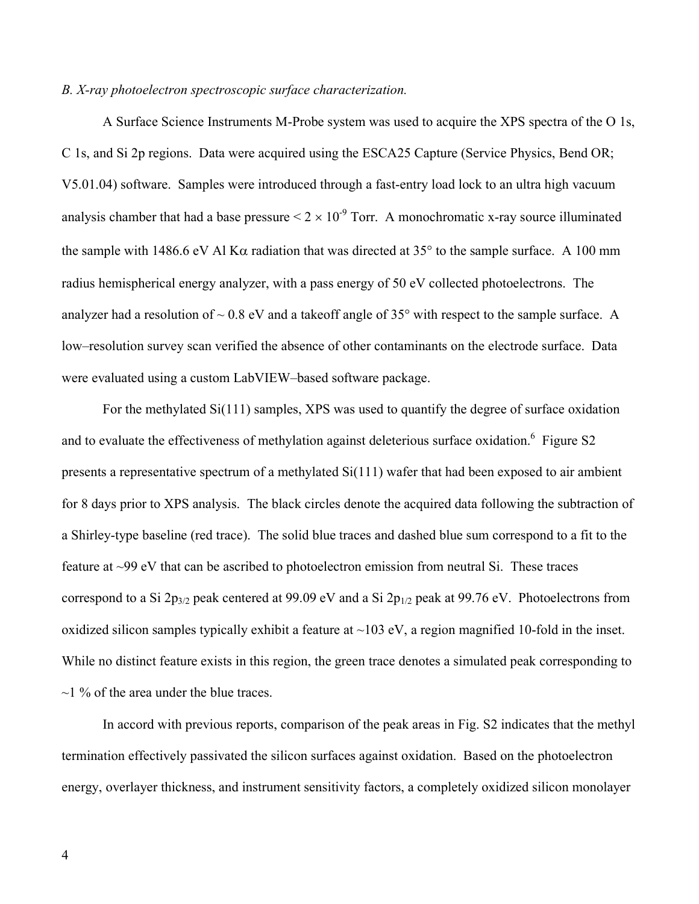*B. X-ray photoelectron spectroscopic surface characterization.*

A Surface Science Instruments M-Probe system was used to acquire the XPS spectra of the O 1s, C 1s, and Si 2p regions. Data were acquired using the ESCA25 Capture (Service Physics, Bend OR; V5.01.04) software. Samples were introduced through a fast-entry load lock to an ultra high vacuum analysis chamber that had a base pressure $< 2 \times 10^{-9}$ Torr. A monochromatic x-ray source illuminated the sample with 1486.6 eV Al K$\alpha$ radiation that was directed at 35° to the sample surface. A 100 mm radius hemispherical energy analyzer, with a pass energy of 50 eV collected photoelectrons. The analyzer had a resolution of ~ 0.8 eV and a takeoff angle of 35° with respect to the sample surface. A low–resolution survey scan verified the absence of other contaminants on the electrode surface. Data were evaluated using a custom LabVIEW–based software package.

For the methylated Si(111) samples, XPS was used to quantify the degree of surface oxidation and to evaluate the effectiveness of methylation against deleterious surface oxidation.[6] Figure S2 presents a representative spectrum of a methylated Si(111) wafer that had been exposed to air ambient for 8 days prior to XPS analysis. The black circles denote the acquired data following the subtraction of a Shirley-type baseline (red trace). The solid blue traces and dashed blue sum correspond to a fit to the feature at ~99 eV that can be ascribed to photoelectron emission from neutral Si. These traces correspond to a Si $2p_{3/2}$ peak centered at 99.09 eV and a Si $2p_{1/2}$ peak at 99.76 eV. Photoelectrons from oxidized silicon samples typically exhibit a feature at ~103 eV, a region magnified 10-fold in the inset. While no distinct feature exists in this region, the green trace denotes a simulated peak corresponding to ~1 % of the area under the blue traces.

In accord with previous reports, comparison of the peak areas in Fig. S2 indicates that the methyl termination effectively passivated the silicon surfaces against oxidation. Based on the photoelectron energy, overlayer thickness, and instrument sensitivity factors, a completely oxidized silicon monolayer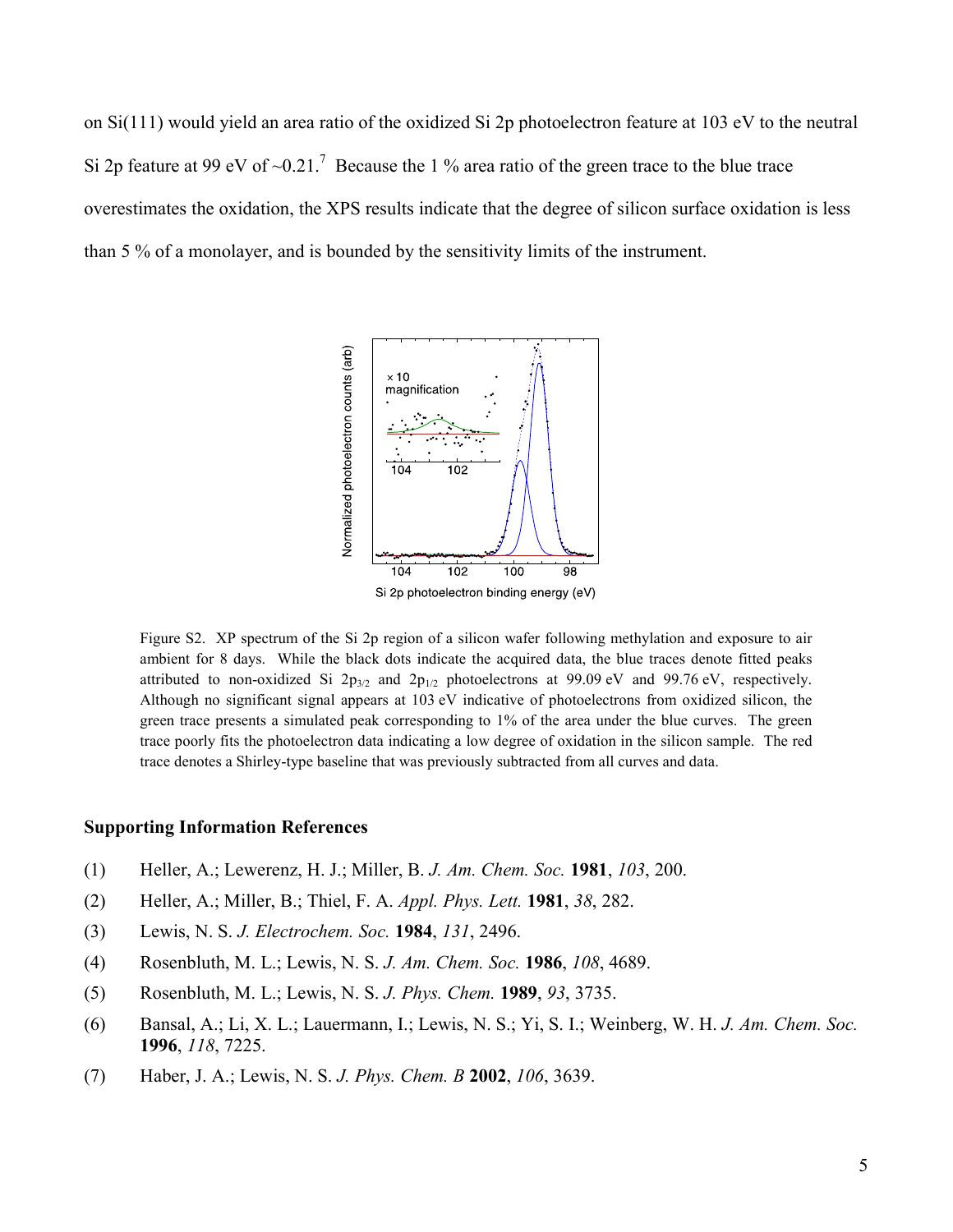on Si(111) would yield an area ratio of the oxidized Si 2p photoelectron feature at 103 eV to the neutral Si 2p feature at 99 eV of ~0.21.[7] Because the 1 % area ratio of the green trace to the blue trace overestimates the oxidation, the XPS results indicate that the degree of silicon surface oxidation is less than 5 % of a monolayer, and is bounded by the sensitivity limits of the instrument.

Normalized photoelectron counts (arb)

×10
magnification

104
102

104
102
100
98

Si 2p photoelectron binding energy (eV)

Figure S2. XP spectrum of the Si 2p region of a silicon wafer following methylation and exposure to air ambient for 8 days. While the black dots indicate the acquired data, the blue traces denote fitted peaks attributed to non-oxidized Si $2p_{3/2}$ and $2p_{1/2}$ photoelectrons at 99.09 eV and 99.76 eV, respectively. Although no significant signal appears at 103 eV indicative of photoelectrons from oxidized silicon, the green trace presents a simulated peak corresponding to 1% of the area under the blue curves. The green trace poorly fits the photoelectron data indicating a low degree of oxidation in the silicon sample. The red trace denotes a Shirley-type baseline that was previously subtracted from all curves and data.

## Supporting Information References

(1) Heller, A.; Lewerenz, H. J.; Miller, B. *J. Am. Chem. Soc.* **1981**, *103*, 200.

(2) Heller, A.; Miller, B.; Thiel, F. A. *Appl. Phys. Lett.* **1981**, *38*, 282.

(3) Lewis, N. S. *J. Electrochem. Soc.* **1984**, *131*, 2496.

(4) Rosenbluth, M. L.; Lewis, N. S. *J. Am. Chem. Soc.* **1986**, *108*, 4689.

(5) Rosenbluth, M. L.; Lewis, N. S. *J. Phys. Chem.* **1989**, *93*, 3735.

(6) Bansal, A.; Li, X. L.; Lauermann, I.; Lewis, N. S.; Yi, S. I.; Weinberg, W. H. *J. Am. Chem. Soc.* **1996**, *118*, 7225.

(7) Haber, J. A.; Lewis, N. S. *J. Phys. Chem. B* **2002**, *106*, 3639.